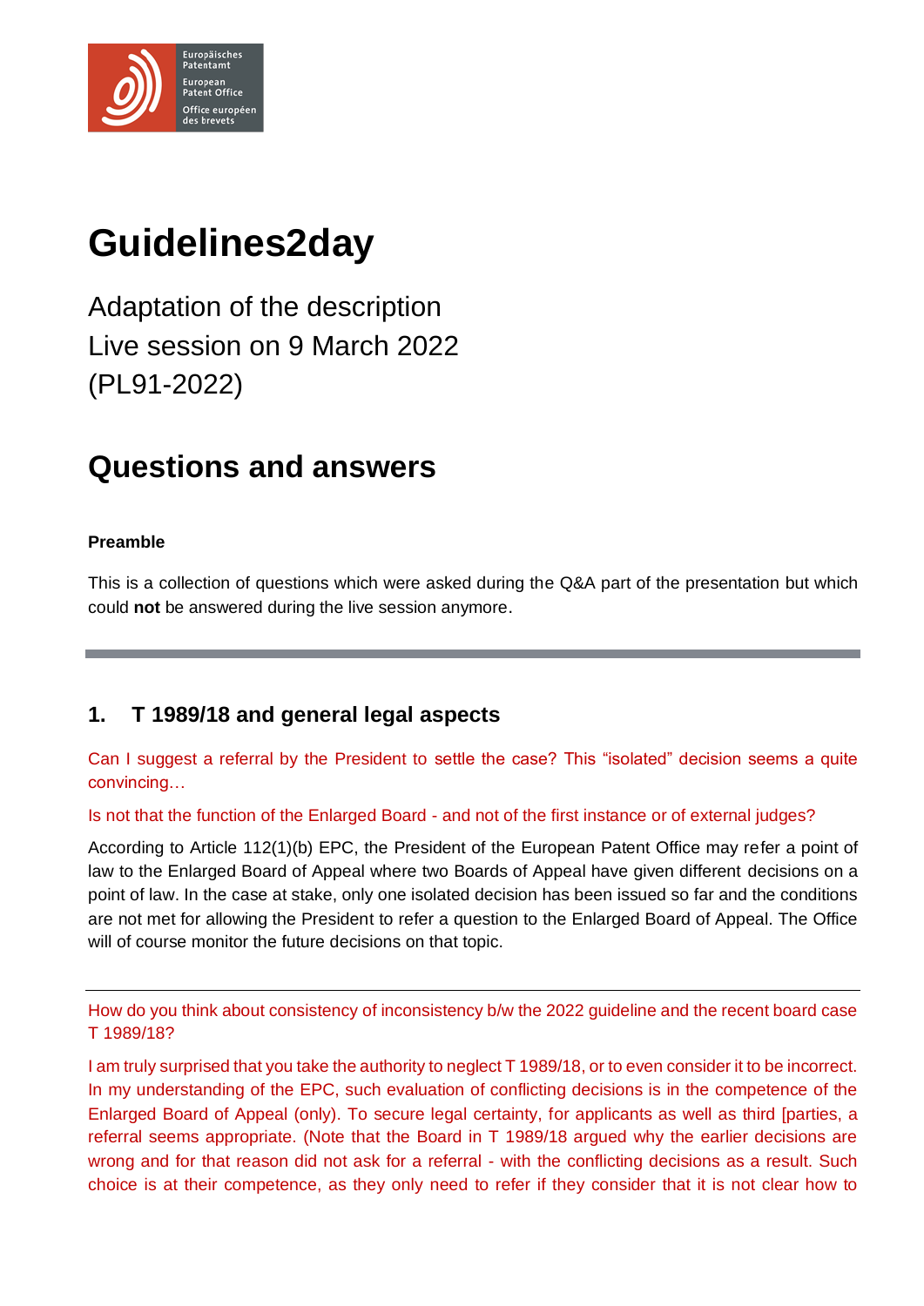# Guidelines2day

Adaptation of the description
Live session on 9 March 2022
(PL91-2022)

## Questions and answers

**Preamble**

This is a collection of questions which were asked during the Q&A part of the presentation but which could **not** be answered during the live session anymore.

---

## 1. T 1989/18 and general legal aspects

Can I suggest a referral by the President to settle the case? This "isolated" decision seems a quite convincing…

Is not that the function of the Enlarged Board - and not of the first instance or of external judges?

According to Article 112(1)(b) EPC, the President of the European Patent Office may refer a point of law to the Enlarged Board of Appeal where two Boards of Appeal have given different decisions on a point of law. In the case at stake, only one isolated decision has been issued so far and the conditions are not met for allowing the President to refer a question to the Enlarged Board of Appeal. The Office will of course monitor the future decisions on that topic.

---

How do you think about consistency of inconsistency b/w the 2022 guideline and the recent board case T 1989/18?

I am truly surprised that you take the authority to neglect T 1989/18, or to even consider it to be incorrect. In my understanding of the EPC, such evaluation of conflicting decisions is in the competence of the Enlarged Board of Appeal (only). To secure legal certainty, for applicants as well as third [parties, a referral seems appropriate. (Note that the Board in T 1989/18 argued why the earlier decisions are wrong and for that reason did not ask for a referral - with the conflicting decisions as a result. Such choice is at their competence, as they only need to refer if they consider that it is not clear how to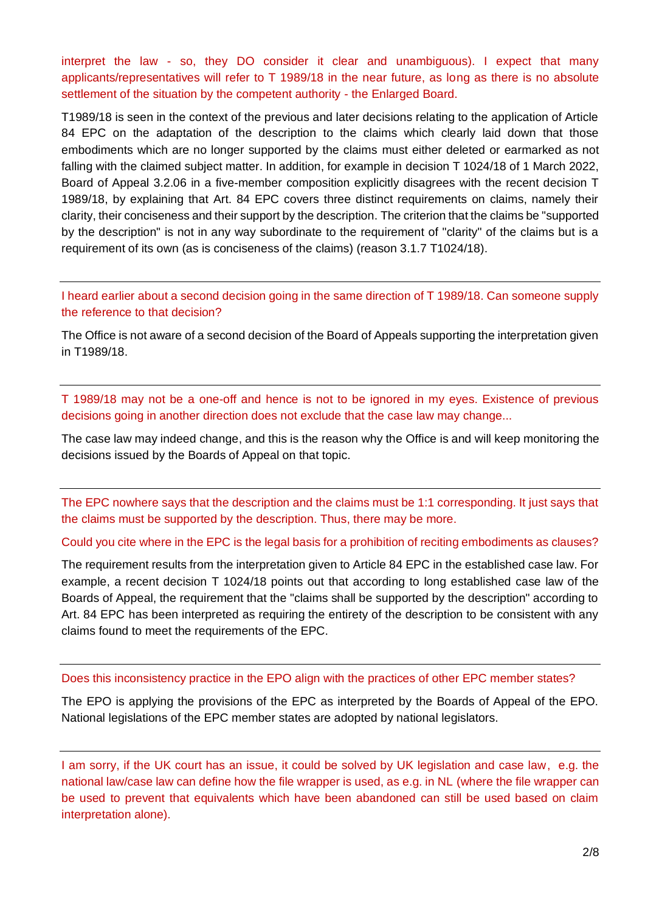interpret the law - so, they DO consider it clear and unambiguous). I expect that many applicants/representatives will refer to T 1989/18 in the near future, as long as there is no absolute settlement of the situation by the competent authority - the Enlarged Board.

T1989/18 is seen in the context of the previous and later decisions relating to the application of Article 84 EPC on the adaptation of the description to the claims which clearly laid down that those embodiments which are no longer supported by the claims must either deleted or earmarked as not falling with the claimed subject matter. In addition, for example in decision T 1024/18 of 1 March 2022, Board of Appeal 3.2.06 in a five-member composition explicitly disagrees with the recent decision T 1989/18, by explaining that Art. 84 EPC covers three distinct requirements on claims, namely their clarity, their conciseness and their support by the description. The criterion that the claims be "supported by the description" is not in any way subordinate to the requirement of "clarity" of the claims but is a requirement of its own (as is conciseness of the claims) (reason 3.1.7 T1024/18).

---

I heard earlier about a second decision going in the same direction of T 1989/18. Can someone supply the reference to that decision?

The Office is not aware of a second decision of the Board of Appeals supporting the interpretation given in T1989/18.

---

T 1989/18 may not be a one-off and hence is not to be ignored in my eyes. Existence of previous decisions going in another direction does not exclude that the case law may change...

The case law may indeed change, and this is the reason why the Office is and will keep monitoring the decisions issued by the Boards of Appeal on that topic.

---

The EPC nowhere says that the description and the claims must be 1:1 corresponding. It just says that the claims must be supported by the description. Thus, there may be more.

Could you cite where in the EPC is the legal basis for a prohibition of reciting embodiments as clauses?

The requirement results from the interpretation given to Article 84 EPC in the established case law. For example, a recent decision T 1024/18 points out that according to long established case law of the Boards of Appeal, the requirement that the "claims shall be supported by the description" according to Art. 84 EPC has been interpreted as requiring the entirety of the description to be consistent with any claims found to meet the requirements of the EPC.

---

Does this inconsistency practice in the EPO align with the practices of other EPC member states?

The EPO is applying the provisions of the EPC as interpreted by the Boards of Appeal of the EPO. National legislations of the EPC member states are adopted by national legislators.

---

I am sorry, if the UK court has an issue, it could be solved by UK legislation and case law, e.g. the national law/case law can define how the file wrapper is used, as e.g. in NL (where the file wrapper can be used to prevent that equivalents which have been abandoned can still be used based on claim interpretation alone).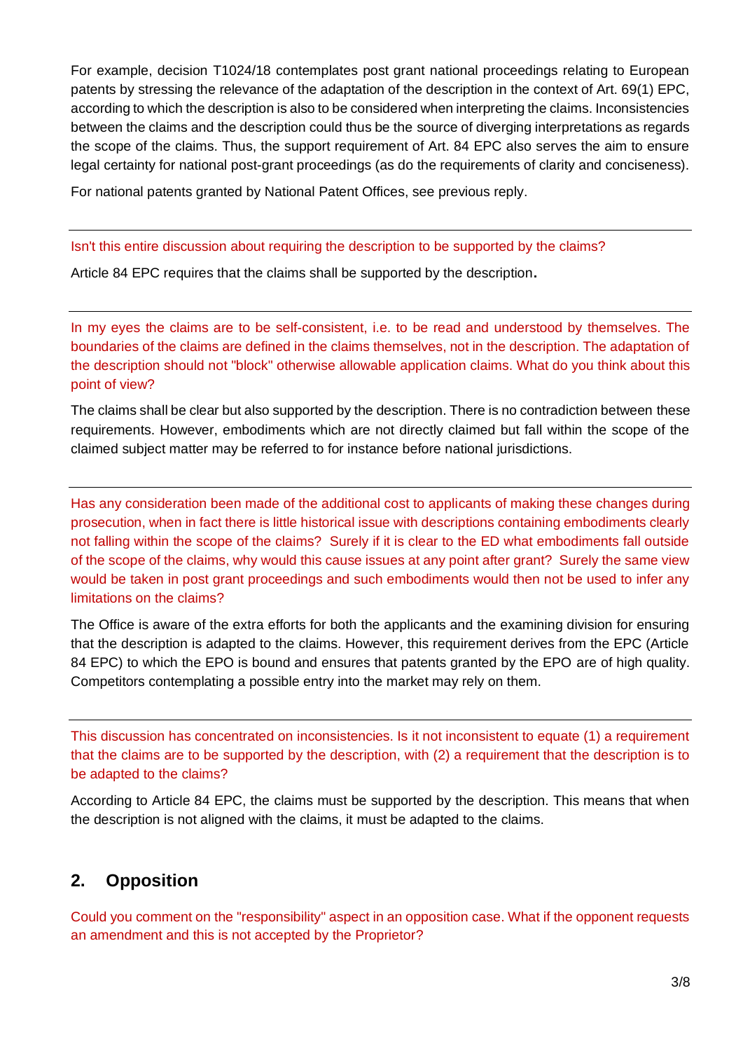For example, decision T1024/18 contemplates post grant national proceedings relating to European patents by stressing the relevance of the adaptation of the description in the context of Art. 69(1) EPC, according to which the description is also to be considered when interpreting the claims. Inconsistencies between the claims and the description could thus be the source of diverging interpretations as regards the scope of the claims. Thus, the support requirement of Art. 84 EPC also serves the aim to ensure legal certainty for national post-grant proceedings (as do the requirements of clarity and conciseness).

For national patents granted by National Patent Offices, see previous reply.

---

Isn't this entire discussion about requiring the description to be supported by the claims?

Article 84 EPC requires that the claims shall be supported by the description.

---

In my eyes the claims are to be self-consistent, i.e. to be read and understood by themselves. The boundaries of the claims are defined in the claims themselves, not in the description. The adaptation of the description should not "block" otherwise allowable application claims. What do you think about this point of view?

The claims shall be clear but also supported by the description. There is no contradiction between these requirements. However, embodiments which are not directly claimed but fall within the scope of the claimed subject matter may be referred to for instance before national jurisdictions.

---

Has any consideration been made of the additional cost to applicants of making these changes during prosecution, when in fact there is little historical issue with descriptions containing embodiments clearly not falling within the scope of the claims? Surely if it is clear to the ED what embodiments fall outside of the scope of the claims, why would this cause issues at any point after grant? Surely the same view would be taken in post grant proceedings and such embodiments would then not be used to infer any limitations on the claims?

The Office is aware of the extra efforts for both the applicants and the examining division for ensuring that the description is adapted to the claims. However, this requirement derives from the EPC (Article 84 EPC) to which the EPO is bound and ensures that patents granted by the EPO are of high quality. Competitors contemplating a possible entry into the market may rely on them.

---

This discussion has concentrated on inconsistencies. Is it not inconsistent to equate (1) a requirement that the claims are to be supported by the description, with (2) a requirement that the description is to be adapted to the claims?

According to Article 84 EPC, the claims must be supported by the description. This means that when the description is not aligned with the claims, it must be adapted to the claims.

## 2. Opposition

Could you comment on the "responsibility" aspect in an opposition case. What if the opponent requests an amendment and this is not accepted by the Proprietor?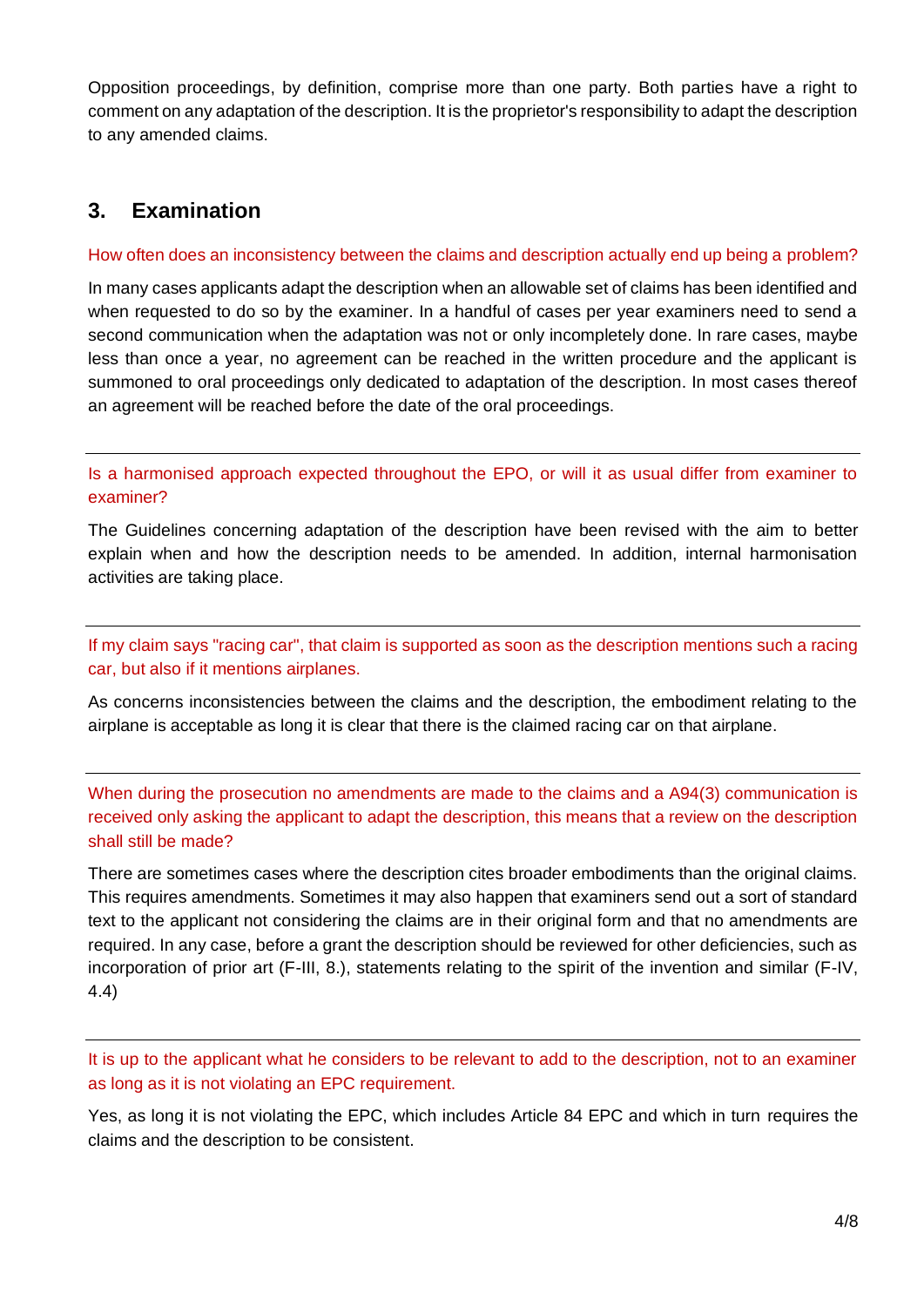Opposition proceedings, by definition, comprise more than one party. Both parties have a right to comment on any adaptation of the description. It is the proprietor's responsibility to adapt the description to any amended claims.

## 3. Examination

How often does an inconsistency between the claims and description actually end up being a problem?

In many cases applicants adapt the description when an allowable set of claims has been identified and when requested to do so by the examiner. In a handful of cases per year examiners need to send a second communication when the adaptation was not or only incompletely done. In rare cases, maybe less than once a year, no agreement can be reached in the written procedure and the applicant is summoned to oral proceedings only dedicated to adaptation of the description. In most cases thereof an agreement will be reached before the date of the oral proceedings.

---

Is a harmonised approach expected throughout the EPO, or will it as usual differ from examiner to examiner?

The Guidelines concerning adaptation of the description have been revised with the aim to better explain when and how the description needs to be amended. In addition, internal harmonisation activities are taking place.

---

If my claim says "racing car", that claim is supported as soon as the description mentions such a racing car, but also if it mentions airplanes.

As concerns inconsistencies between the claims and the description, the embodiment relating to the airplane is acceptable as long it is clear that there is the claimed racing car on that airplane.

---

When during the prosecution no amendments are made to the claims and a A94(3) communication is received only asking the applicant to adapt the description, this means that a review on the description shall still be made?

There are sometimes cases where the description cites broader embodiments than the original claims. This requires amendments. Sometimes it may also happen that examiners send out a sort of standard text to the applicant not considering the claims are in their original form and that no amendments are required. In any case, before a grant the description should be reviewed for other deficiencies, such as incorporation of prior art (F-III, 8.), statements relating to the spirit of the invention and similar (F-IV, 4.4)

---

It is up to the applicant what he considers to be relevant to add to the description, not to an examiner as long as it is not violating an EPC requirement.

Yes, as long it is not violating the EPC, which includes Article 84 EPC and which in turn requires the claims and the description to be consistent.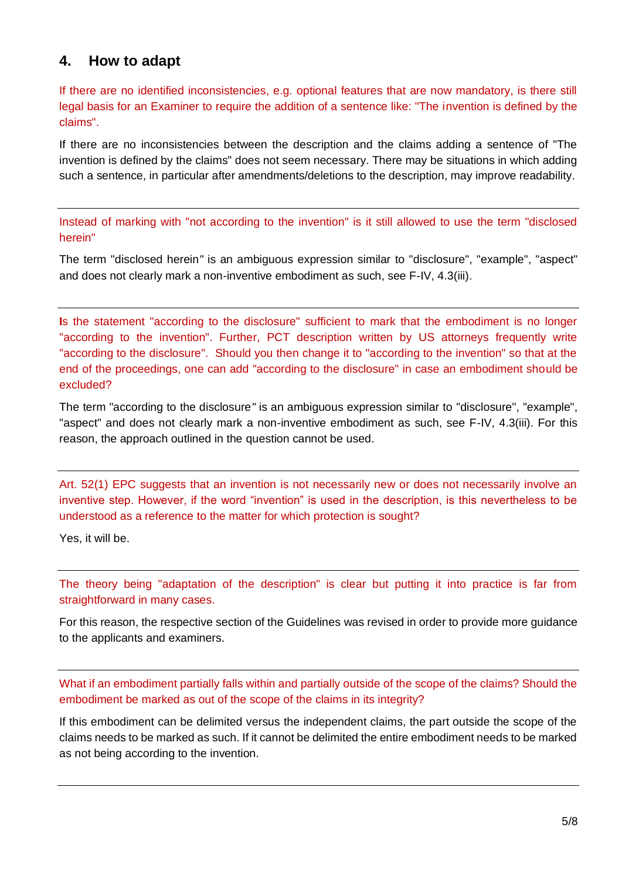## 4. How to adapt

If there are no identified inconsistencies, e.g. optional features that are now mandatory, is there still legal basis for an Examiner to require the addition of a sentence like: "The invention is defined by the claims".

If there are no inconsistencies between the description and the claims adding a sentence of "The invention is defined by the claims" does not seem necessary. There may be situations in which adding such a sentence, in particular after amendments/deletions to the description, may improve readability.

---

Instead of marking with "not according to the invention" is it still allowed to use the term "disclosed herein"

The term "disclosed herein" is an ambiguous expression similar to "disclosure", "example", "aspect" and does not clearly mark a non-inventive embodiment as such, see F-IV, 4.3(iii).

---

Is the statement "according to the disclosure" sufficient to mark that the embodiment is no longer "according to the invention". Further, PCT description written by US attorneys frequently write "according to the disclosure". Should you then change it to "according to the invention" so that at the end of the proceedings, one can add "according to the disclosure" in case an embodiment should be excluded?

The term "according to the disclosure" is an ambiguous expression similar to "disclosure", "example", "aspect" and does not clearly mark a non-inventive embodiment as such, see F-IV, 4.3(iii). For this reason, the approach outlined in the question cannot be used.

---

Art. 52(1) EPC suggests that an invention is not necessarily new or does not necessarily involve an inventive step. However, if the word “invention” is used in the description, is this nevertheless to be understood as a reference to the matter for which protection is sought?

Yes, it will be.

---

The theory being "adaptation of the description" is clear but putting it into practice is far from straightforward in many cases.

For this reason, the respective section of the Guidelines was revised in order to provide more guidance to the applicants and examiners.

---

What if an embodiment partially falls within and partially outside of the scope of the claims? Should the embodiment be marked as out of the scope of the claims in its integrity?

If this embodiment can be delimited versus the independent claims, the part outside the scope of the claims needs to be marked as such. If it cannot be delimited the entire embodiment needs to be marked as not being according to the invention.

---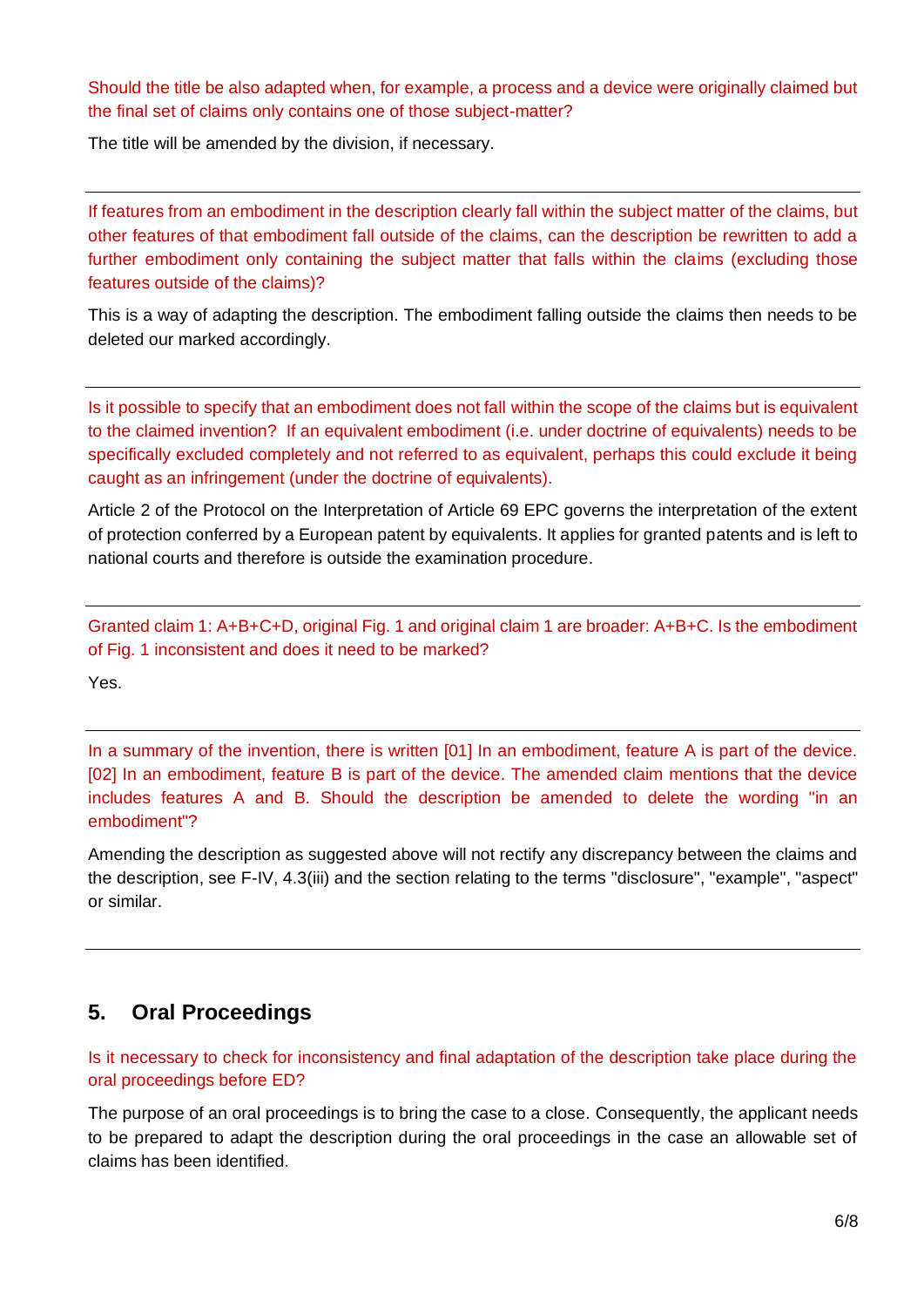Should the title be also adapted when, for example, a process and a device were originally claimed but the final set of claims only contains one of those subject-matter?

The title will be amended by the division, if necessary.

---

If features from an embodiment in the description clearly fall within the subject matter of the claims, but other features of that embodiment fall outside of the claims, can the description be rewritten to add a further embodiment only containing the subject matter that falls within the claims (excluding those features outside of the claims)?

This is a way of adapting the description. The embodiment falling outside the claims then needs to be deleted our marked accordingly.

---

Is it possible to specify that an embodiment does not fall within the scope of the claims but is equivalent to the claimed invention? If an equivalent embodiment (i.e. under doctrine of equivalents) needs to be specifically excluded completely and not referred to as equivalent, perhaps this could exclude it being caught as an infringement (under the doctrine of equivalents).

Article 2 of the Protocol on the Interpretation of Article 69 EPC governs the interpretation of the extent of protection conferred by a European patent by equivalents. It applies for granted patents and is left to national courts and therefore is outside the examination procedure.

---

Granted claim 1: A+B+C+D, original Fig. 1 and original claim 1 are broader: A+B+C. Is the embodiment of Fig. 1 inconsistent and does it need to be marked?

Yes.

---

In a summary of the invention, there is written [01] In an embodiment, feature A is part of the device. [02] In an embodiment, feature B is part of the device. The amended claim mentions that the device includes features A and B. Should the description be amended to delete the wording "in an embodiment"?

Amending the description as suggested above will not rectify any discrepancy between the claims and the description, see F-IV, 4.3(iii) and the section relating to the terms "disclosure", "example", "aspect" or similar.

---

## 5. Oral Proceedings

Is it necessary to check for inconsistency and final adaptation of the description take place during the oral proceedings before ED?

The purpose of an oral proceedings is to bring the case to a close. Consequently, the applicant needs to be prepared to adapt the description during the oral proceedings in the case an allowable set of claims has been identified.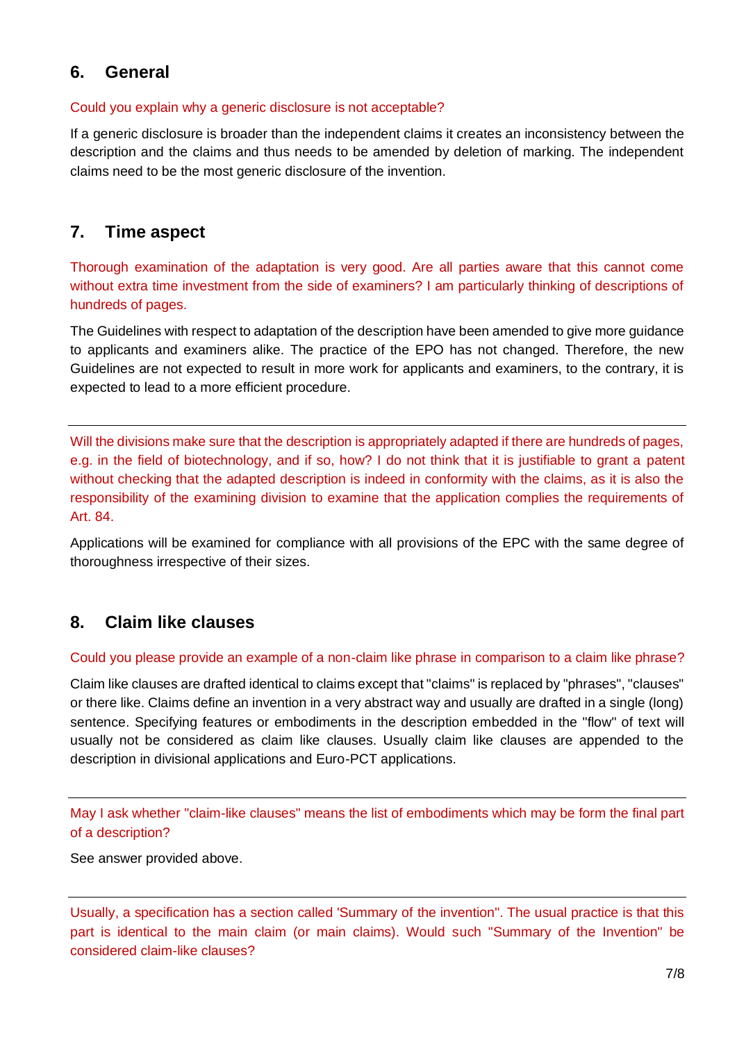## 6. General

Could you explain why a generic disclosure is not acceptable?

If a generic disclosure is broader than the independent claims it creates an inconsistency between the description and the claims and thus needs to be amended by deletion of marking. The independent claims need to be the most generic disclosure of the invention.

## 7. Time aspect

Thorough examination of the adaptation is very good. Are all parties aware that this cannot come without extra time investment from the side of examiners? I am particularly thinking of descriptions of hundreds of pages.

The Guidelines with respect to adaptation of the description have been amended to give more guidance to applicants and examiners alike. The practice of the EPO has not changed. Therefore, the new Guidelines are not expected to result in more work for applicants and examiners, to the contrary, it is expected to lead to a more efficient procedure.

---

Will the divisions make sure that the description is appropriately adapted if there are hundreds of pages, e.g. in the field of biotechnology, and if so, how? I do not think that it is justifiable to grant a patent without checking that the adapted description is indeed in conformity with the claims, as it is also the responsibility of the examining division to examine that the application complies the requirements of Art. 84.

Applications will be examined for compliance with all provisions of the EPC with the same degree of thoroughness irrespective of their sizes.

## 8. Claim like clauses

Could you please provide an example of a non-claim like phrase in comparison to a claim like phrase?

Claim like clauses are drafted identical to claims except that "claims" is replaced by "phrases", "clauses" or there like. Claims define an invention in a very abstract way and usually are drafted in a single (long) sentence. Specifying features or embodiments in the description embedded in the "flow" of text will usually not be considered as claim like clauses. Usually claim like clauses are appended to the description in divisional applications and Euro-PCT applications.

---

May I ask whether "claim-like clauses" means the list of embodiments which may be form the final part of a description?

See answer provided above.

---

Usually, a specification has a section called 'Summary of the invention". The usual practice is that this part is identical to the main claim (or main claims). Would such "Summary of the Invention" be considered claim-like clauses?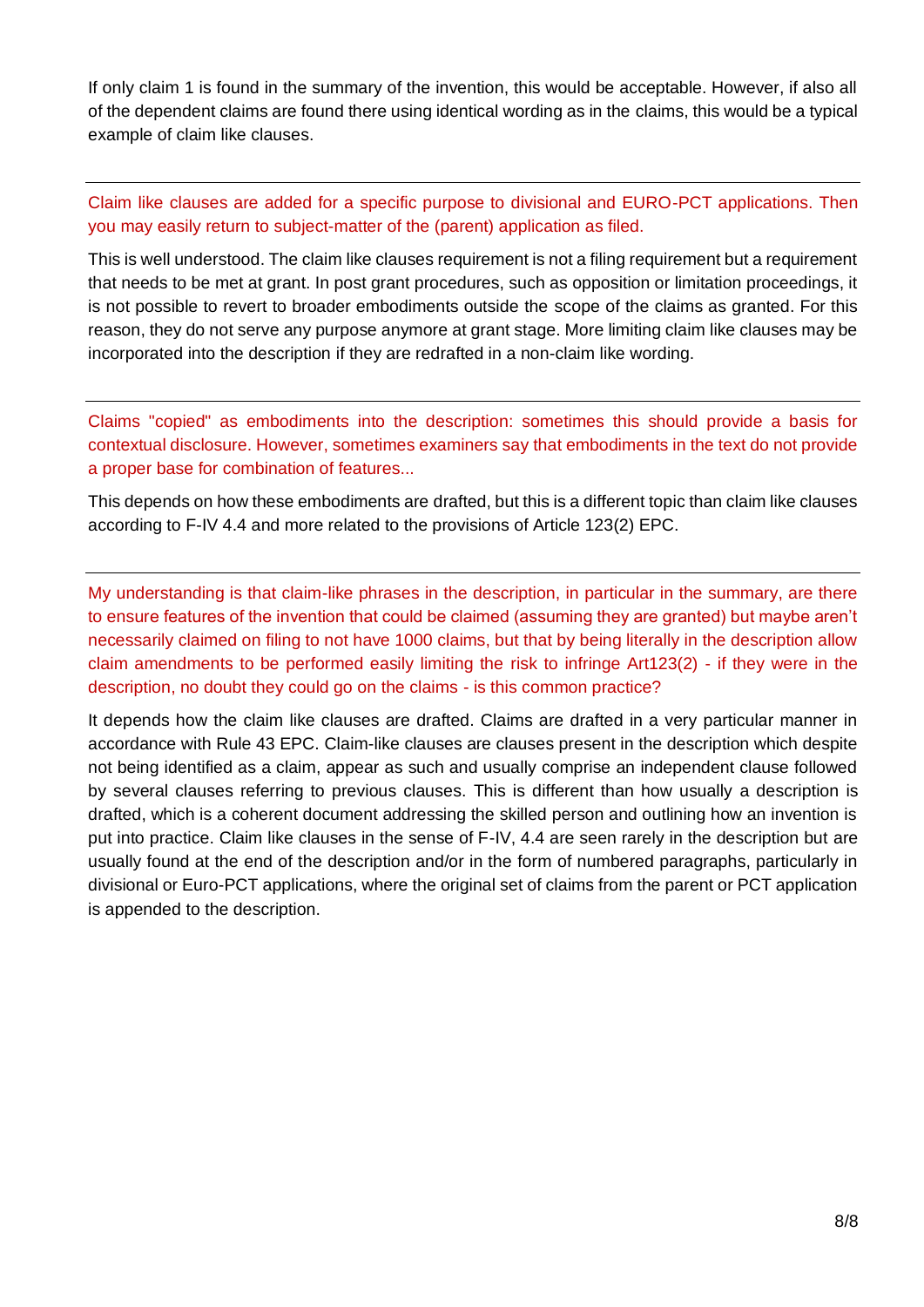If only claim 1 is found in the summary of the invention, this would be acceptable. However, if also all of the dependent claims are found there using identical wording as in the claims, this would be a typical example of claim like clauses.

---

Claim like clauses are added for a specific purpose to divisional and EURO-PCT applications. Then you may easily return to subject-matter of the (parent) application as filed.

This is well understood. The claim like clauses requirement is not a filing requirement but a requirement that needs to be met at grant. In post grant procedures, such as opposition or limitation proceedings, it is not possible to revert to broader embodiments outside the scope of the claims as granted. For this reason, they do not serve any purpose anymore at grant stage. More limiting claim like clauses may be incorporated into the description if they are redrafted in a non-claim like wording.

---

Claims "copied" as embodiments into the description: sometimes this should provide a basis for contextual disclosure. However, sometimes examiners say that embodiments in the text do not provide a proper base for combination of features...

This depends on how these embodiments are drafted, but this is a different topic than claim like clauses according to F-IV 4.4 and more related to the provisions of Article 123(2) EPC.

---

My understanding is that claim-like phrases in the description, in particular in the summary, are there to ensure features of the invention that could be claimed (assuming they are granted) but maybe aren't necessarily claimed on filing to not have 1000 claims, but that by being literally in the description allow claim amendments to be performed easily limiting the risk to infringe Art123(2) - if they were in the description, no doubt they could go on the claims - is this common practice?

It depends how the claim like clauses are drafted. Claims are drafted in a very particular manner in accordance with Rule 43 EPC. Claim-like clauses are clauses present in the description which despite not being identified as a claim, appear as such and usually comprise an independent clause followed by several clauses referring to previous clauses. This is different than how usually a description is drafted, which is a coherent document addressing the skilled person and outlining how an invention is put into practice. Claim like clauses in the sense of F-IV, 4.4 are seen rarely in the description but are usually found at the end of the description and/or in the form of numbered paragraphs, particularly in divisional or Euro-PCT applications, where the original set of claims from the parent or PCT application is appended to the description.